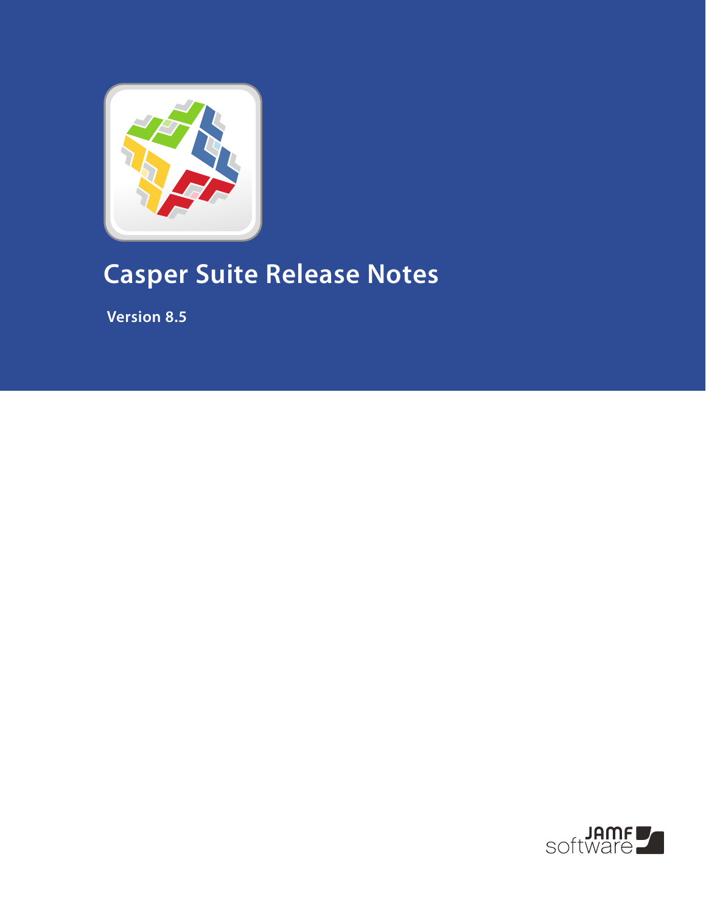# Casper Suite Release Notes

**Version 8.5**

JAMF software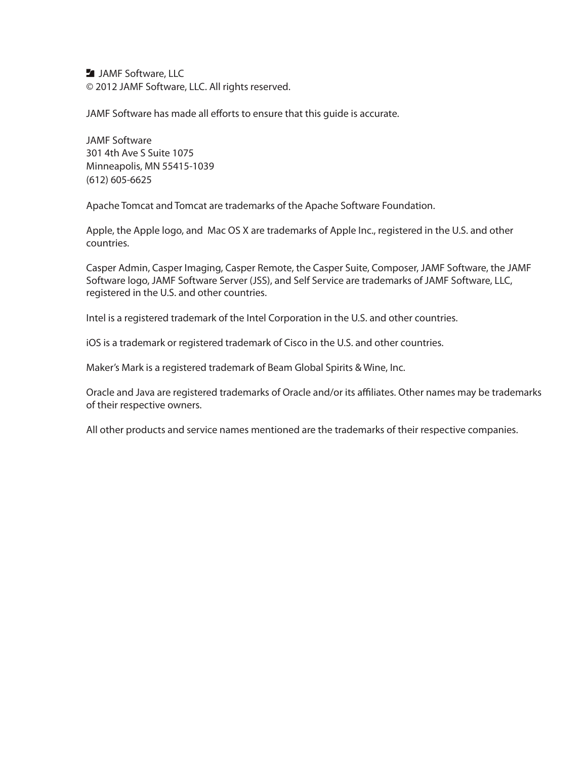JAMF Software, LLC
© 2012 JAMF Software, LLC. All rights reserved.

JAMF Software has made all efforts to ensure that this guide is accurate.

JAMF Software
301 4th Ave S Suite 1075
Minneapolis, MN 55415-1039
(612) 605-6625

Apache Tomcat and Tomcat are trademarks of the Apache Software Foundation.

Apple, the Apple logo, and Mac OS X are trademarks of Apple Inc., registered in the U.S. and other countries.

Casper Admin, Casper Imaging, Casper Remote, the Casper Suite, Composer, JAMF Software, the JAMF Software logo, JAMF Software Server (JSS), and Self Service are trademarks of JAMF Software, LLC, registered in the U.S. and other countries.

Intel is a registered trademark of the Intel Corporation in the U.S. and other countries.

iOS is a trademark or registered trademark of Cisco in the U.S. and other countries.

Maker's Mark is a registered trademark of Beam Global Spirits & Wine, Inc.

Oracle and Java are registered trademarks of Oracle and/or its affiliates. Other names may be trademarks of their respective owners.

All other products and service names mentioned are the trademarks of their respective companies.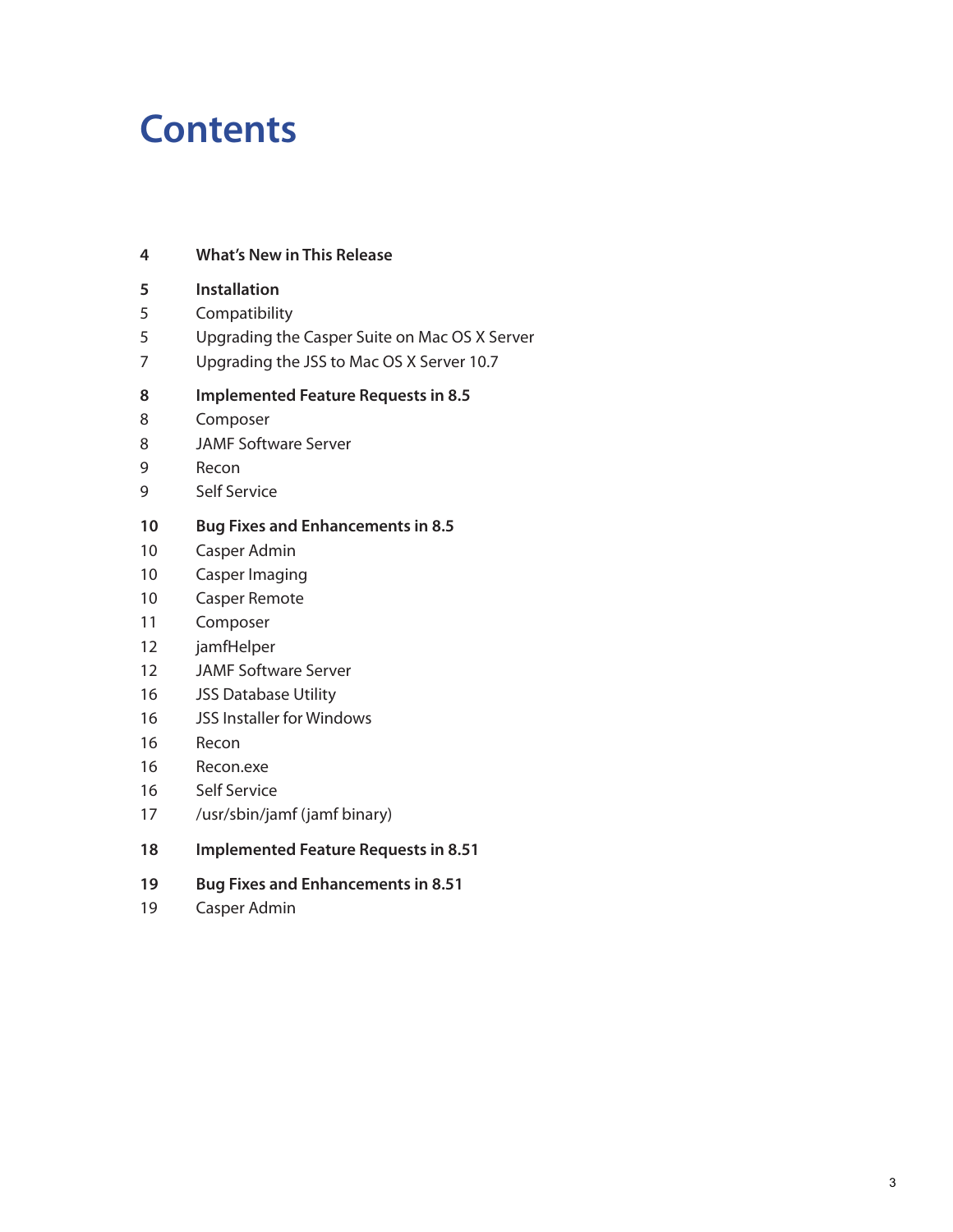# Contents

**4 What's New in This Release**

**5 Installation**

5 Compatibility

5 Upgrading the Casper Suite on Mac OS X Server

7 Upgrading the JSS to Mac OS X Server 10.7

**8 Implemented Feature Requests in 8.5**

8 Composer

8 JAMF Software Server

9 Recon

9 Self Service

**10 Bug Fixes and Enhancements in 8.5**

10 Casper Admin

10 Casper Imaging

10 Casper Remote

11 Composer

12 jamfHelper

12 JAMF Software Server

16 JSS Database Utility

16 JSS Installer for Windows

16 Recon

16 Recon.exe

16 Self Service

17 /usr/sbin/jamf (jamf binary)

**18 Implemented Feature Requests in 8.51**

**19 Bug Fixes and Enhancements in 8.51**

19 Casper Admin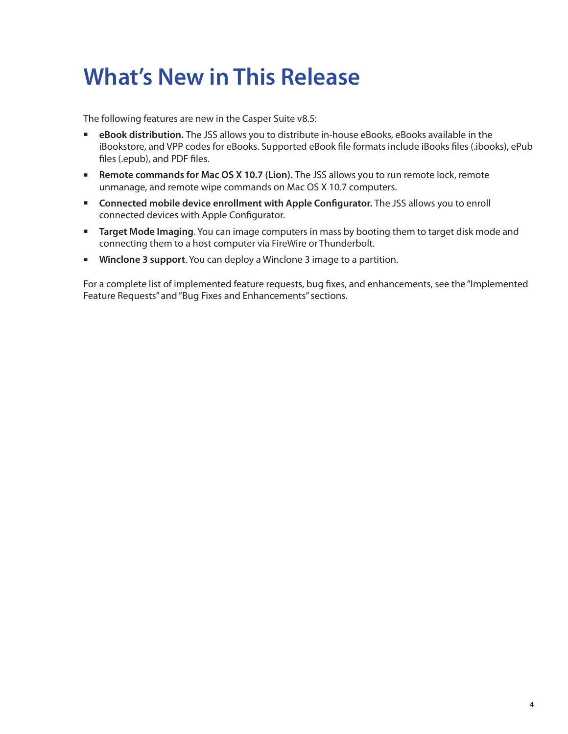# What's New in This Release

The following features are new in the Casper Suite v8.5:

- **eBook distribution.** The JSS allows you to distribute in-house eBooks, eBooks available in the iBookstore, and VPP codes for eBooks. Supported eBook file formats include iBooks files (.ibooks), ePub files (.epub), and PDF files.
- **Remote commands for Mac OS X 10.7 (Lion).** The JSS allows you to run remote lock, remote unmanage, and remote wipe commands on Mac OS X 10.7 computers.
- **Connected mobile device enrollment with Apple Configurator.** The JSS allows you to enroll connected devices with Apple Configurator.
- **Target Mode Imaging**. You can image computers in mass by booting them to target disk mode and connecting them to a host computer via FireWire or Thunderbolt.
- **Winclone 3 support**. You can deploy a Winclone 3 image to a partition.

For a complete list of implemented feature requests, bug fixes, and enhancements, see the "Implemented Feature Requests" and "Bug Fixes and Enhancements" sections.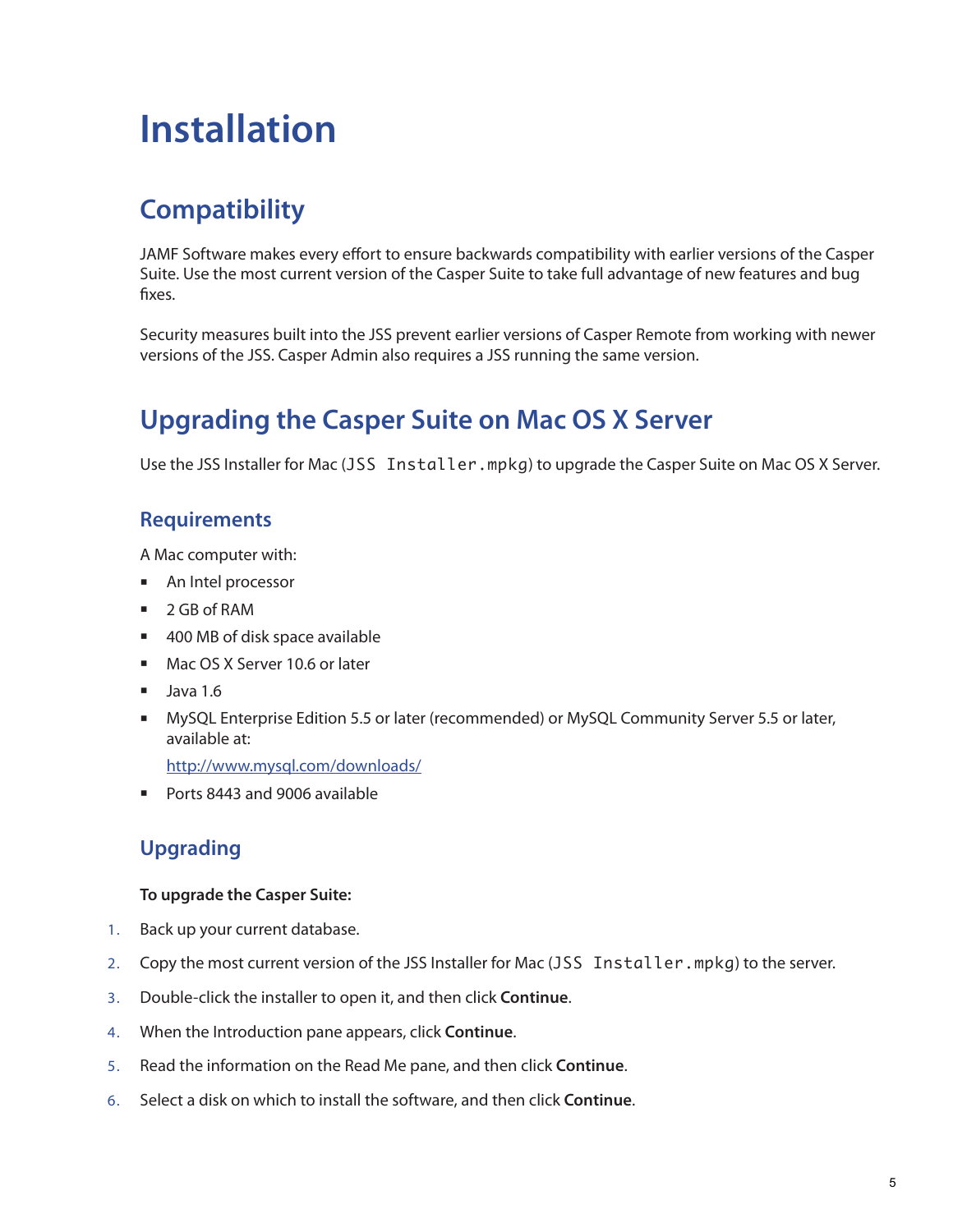# Installation

## Compatibility

JAMF Software makes every effort to ensure backwards compatibility with earlier versions of the Casper Suite. Use the most current version of the Casper Suite to take full advantage of new features and bug fixes.

Security measures built into the JSS prevent earlier versions of Casper Remote from working with newer versions of the JSS. Casper Admin also requires a JSS running the same version.

## Upgrading the Casper Suite on Mac OS X Server

Use the JSS Installer for Mac (`JSS Installer.mpkg`) to upgrade the Casper Suite on Mac OS X Server.

### Requirements

A Mac computer with:

- An Intel processor
- 2 GB of RAM
- 400 MB of disk space available
- Mac OS X Server 10.6 or later
- Java 1.6
- MySQL Enterprise Edition 5.5 or later (recommended) or MySQL Community Server 5.5 or later, available at:

  http://www.mysql.com/downloads/
- Ports 8443 and 9006 available

### Upgrading

**To upgrade the Casper Suite:**

1. Back up your current database.
2. Copy the most current version of the JSS Installer for Mac (`JSS Installer.mpkg`) to the server.
3. Double-click the installer to open it, and then click **Continue**.
4. When the Introduction pane appears, click **Continue**.
5. Read the information on the Read Me pane, and then click **Continue**.
6. Select a disk on which to install the software, and then click **Continue**.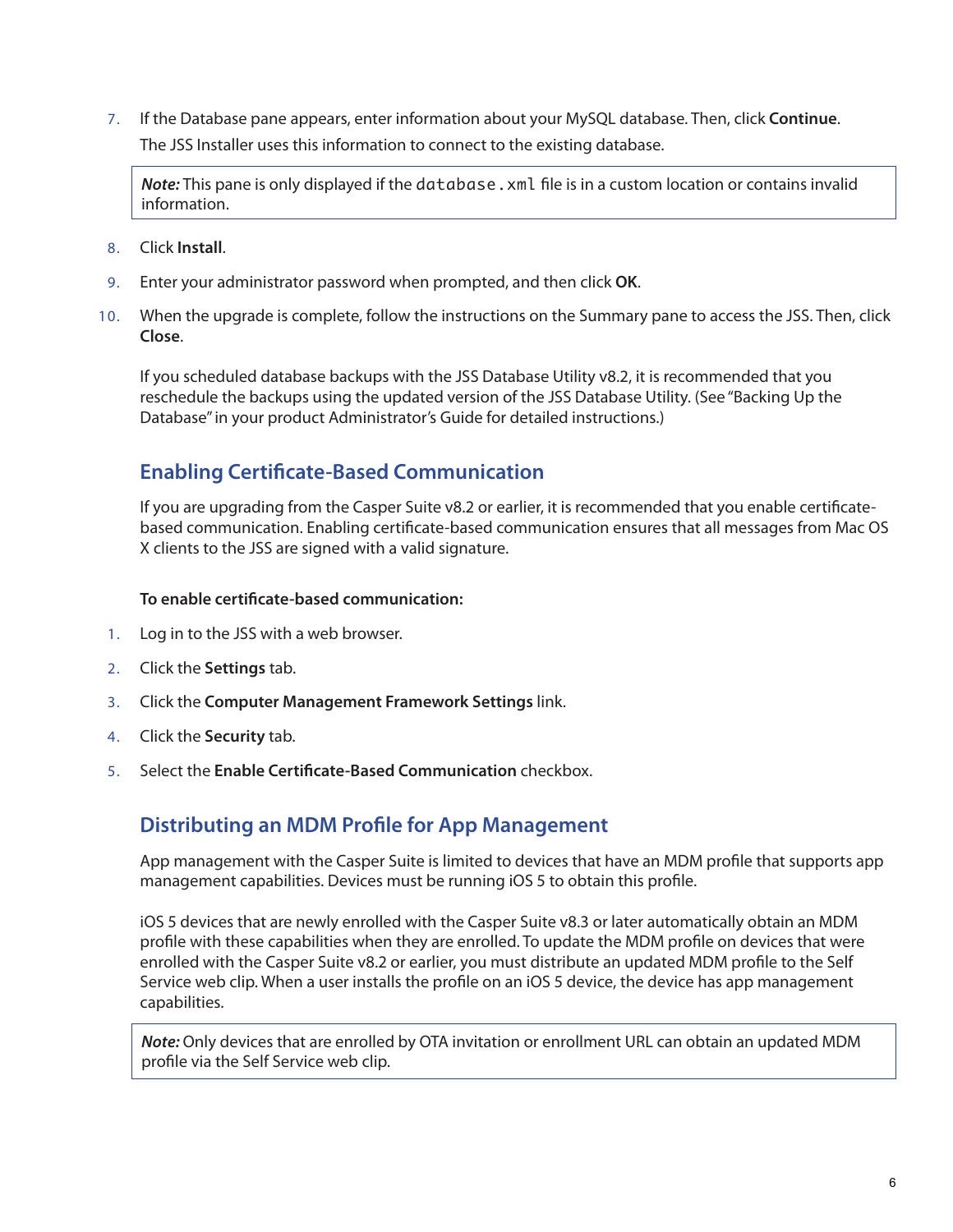7. If the Database pane appears, enter information about your MySQL database. Then, click **Continue**.
   The JSS Installer uses this information to connect to the existing database.

> ***Note:*** This pane is only displayed if the `database.xml` file is in a custom location or contains invalid information.

8. Click **Install**.
9. Enter your administrator password when prompted, and then click **OK**.
10. When the upgrade is complete, follow the instructions on the Summary pane to access the JSS. Then, click **Close**.

    If you scheduled database backups with the JSS Database Utility v8.2, it is recommended that you reschedule the backups using the updated version of the JSS Database Utility. (See "Backing Up the Database" in your product Administrator's Guide for detailed instructions.)

## Enabling Certificate-Based Communication

If you are upgrading from the Casper Suite v8.2 or earlier, it is recommended that you enable certificate-based communication. Enabling certificate-based communication ensures that all messages from Mac OS X clients to the JSS are signed with a valid signature.

**To enable certificate-based communication:**

1. Log in to the JSS with a web browser.
2. Click the **Settings** tab.
3. Click the **Computer Management Framework Settings** link.
4. Click the **Security** tab.
5. Select the **Enable Certificate-Based Communication** checkbox.

## Distributing an MDM Profile for App Management

App management with the Casper Suite is limited to devices that have an MDM profile that supports app management capabilities. Devices must be running iOS 5 to obtain this profile.

iOS 5 devices that are newly enrolled with the Casper Suite v8.3 or later automatically obtain an MDM profile with these capabilities when they are enrolled. To update the MDM profile on devices that were enrolled with the Casper Suite v8.2 or earlier, you must distribute an updated MDM profile to the Self Service web clip. When a user installs the profile on an iOS 5 device, the device has app management capabilities.

> ***Note:*** Only devices that are enrolled by OTA invitation or enrollment URL can obtain an updated MDM profile via the Self Service web clip.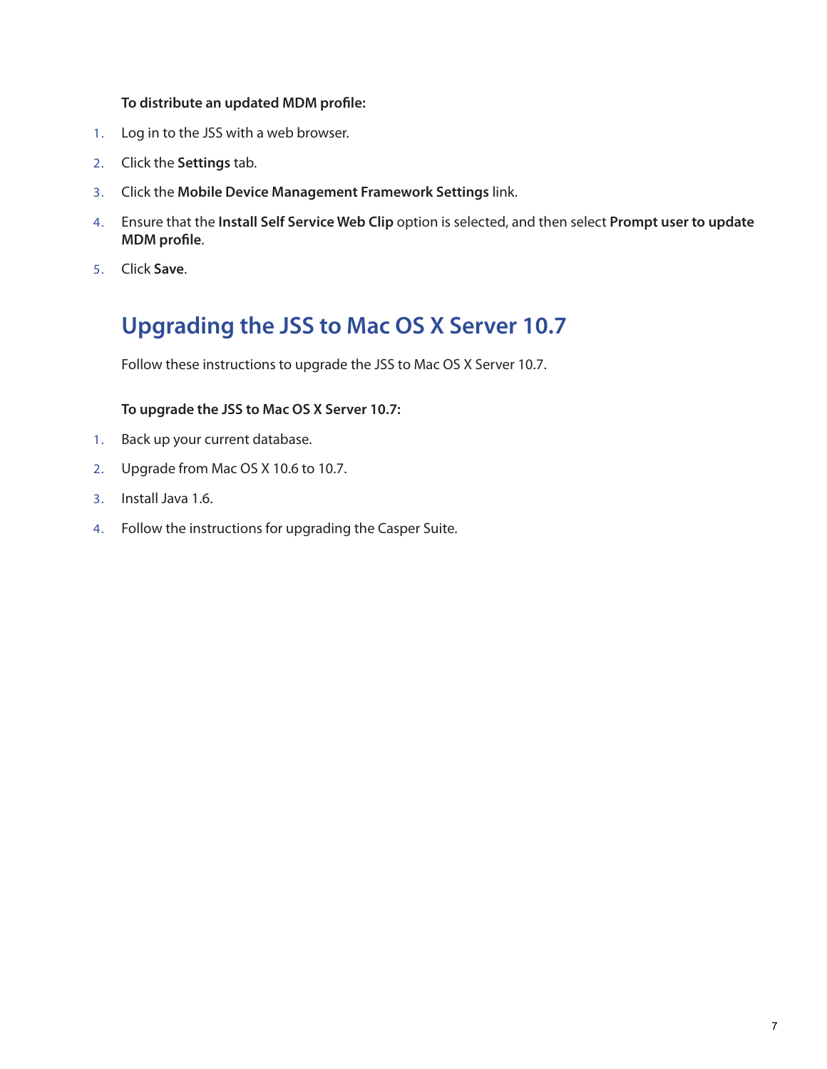**To distribute an updated MDM profile:**

1. Log in to the JSS with a web browser.
2. Click the **Settings** tab.
3. Click the **Mobile Device Management Framework Settings** link.
4. Ensure that the **Install Self Service Web Clip** option is selected, and then select **Prompt user to update MDM profile**.
5. Click **Save**.

## Upgrading the JSS to Mac OS X Server 10.7

Follow these instructions to upgrade the JSS to Mac OS X Server 10.7.

**To upgrade the JSS to Mac OS X Server 10.7:**

1. Back up your current database.
2. Upgrade from Mac OS X 10.6 to 10.7.
3. Install Java 1.6.
4. Follow the instructions for upgrading the Casper Suite.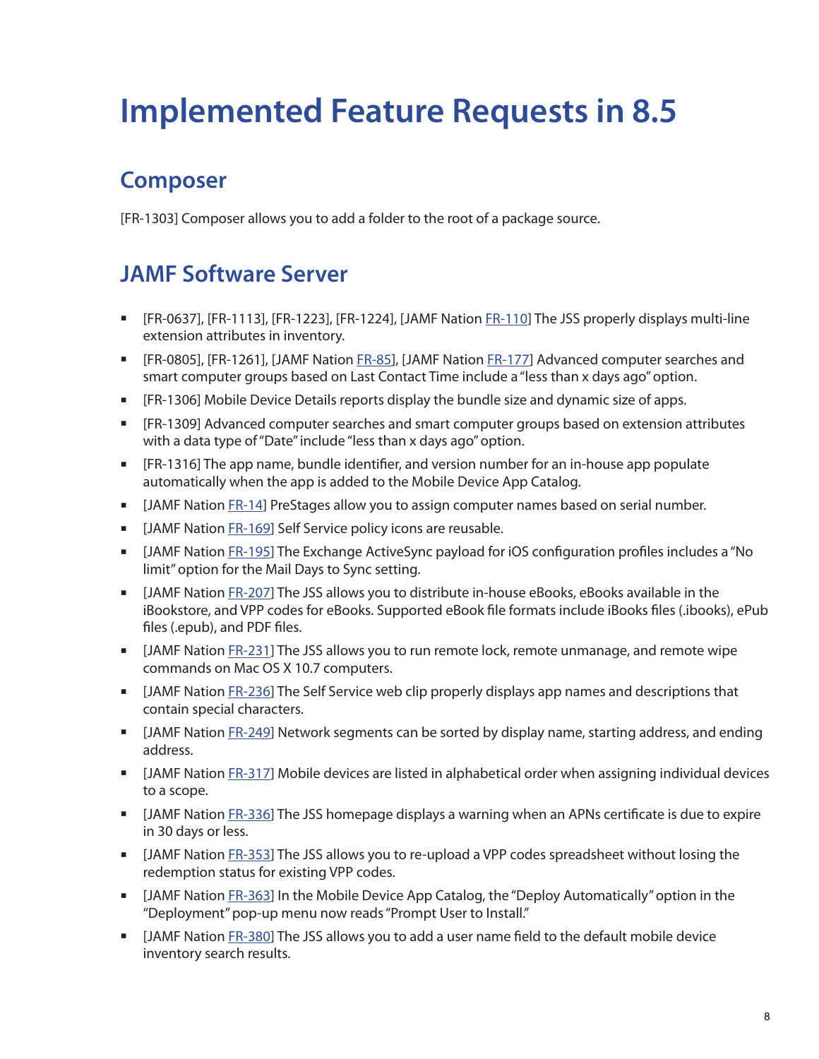# Implemented Feature Requests in 8.5

## Composer

[FR-1303] Composer allows you to add a folder to the root of a package source.

## JAMF Software Server

- [FR-0637], [FR-1113], [FR-1223], [FR-1224], [JAMF Nation FR-110] The JSS properly displays multi-line extension attributes in inventory.
- [FR-0805], [FR-1261], [JAMF Nation FR-85], [JAMF Nation FR-177] Advanced computer searches and smart computer groups based on Last Contact Time include a "less than x days ago" option.
- [FR-1306] Mobile Device Details reports display the bundle size and dynamic size of apps.
- [FR-1309] Advanced computer searches and smart computer groups based on extension attributes with a data type of "Date" include "less than x days ago" option.
- [FR-1316] The app name, bundle identifier, and version number for an in-house app populate automatically when the app is added to the Mobile Device App Catalog.
- [JAMF Nation FR-14] PreStages allow you to assign computer names based on serial number.
- [JAMF Nation FR-169] Self Service policy icons are reusable.
- [JAMF Nation FR-195] The Exchange ActiveSync payload for iOS configuration profiles includes a "No limit" option for the Mail Days to Sync setting.
- [JAMF Nation FR-207] The JSS allows you to distribute in-house eBooks, eBooks available in the iBookstore, and VPP codes for eBooks. Supported eBook file formats include iBooks files (.ibooks), ePub files (.epub), and PDF files.
- [JAMF Nation FR-231] The JSS allows you to run remote lock, remote unmanage, and remote wipe commands on Mac OS X 10.7 computers.
- [JAMF Nation FR-236] The Self Service web clip properly displays app names and descriptions that contain special characters.
- [JAMF Nation FR-249] Network segments can be sorted by display name, starting address, and ending address.
- [JAMF Nation FR-317] Mobile devices are listed in alphabetical order when assigning individual devices to a scope.
- [JAMF Nation FR-336] The JSS homepage displays a warning when an APNs certificate is due to expire in 30 days or less.
- [JAMF Nation FR-353] The JSS allows you to re-upload a VPP codes spreadsheet without losing the redemption status for existing VPP codes.
- [JAMF Nation FR-363] In the Mobile Device App Catalog, the "Deploy Automatically" option in the "Deployment" pop-up menu now reads "Prompt User to Install."
- [JAMF Nation FR-380] The JSS allows you to add a user name field to the default mobile device inventory search results.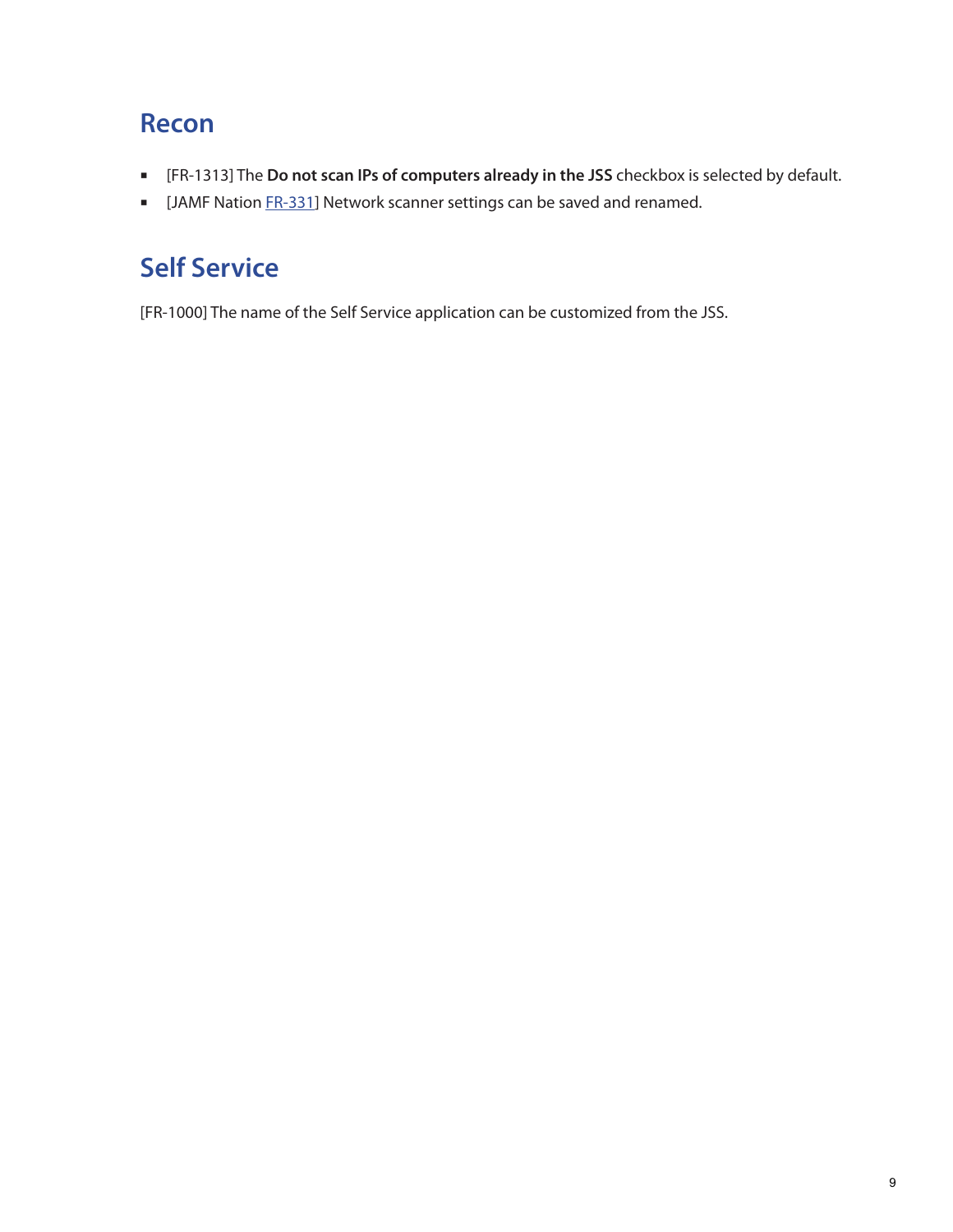## Recon

- [FR-1313] The **Do not scan IPs of computers already in the JSS** checkbox is selected by default.
- [JAMF Nation FR-331] Network scanner settings can be saved and renamed.

## Self Service

[FR-1000] The name of the Self Service application can be customized from the JSS.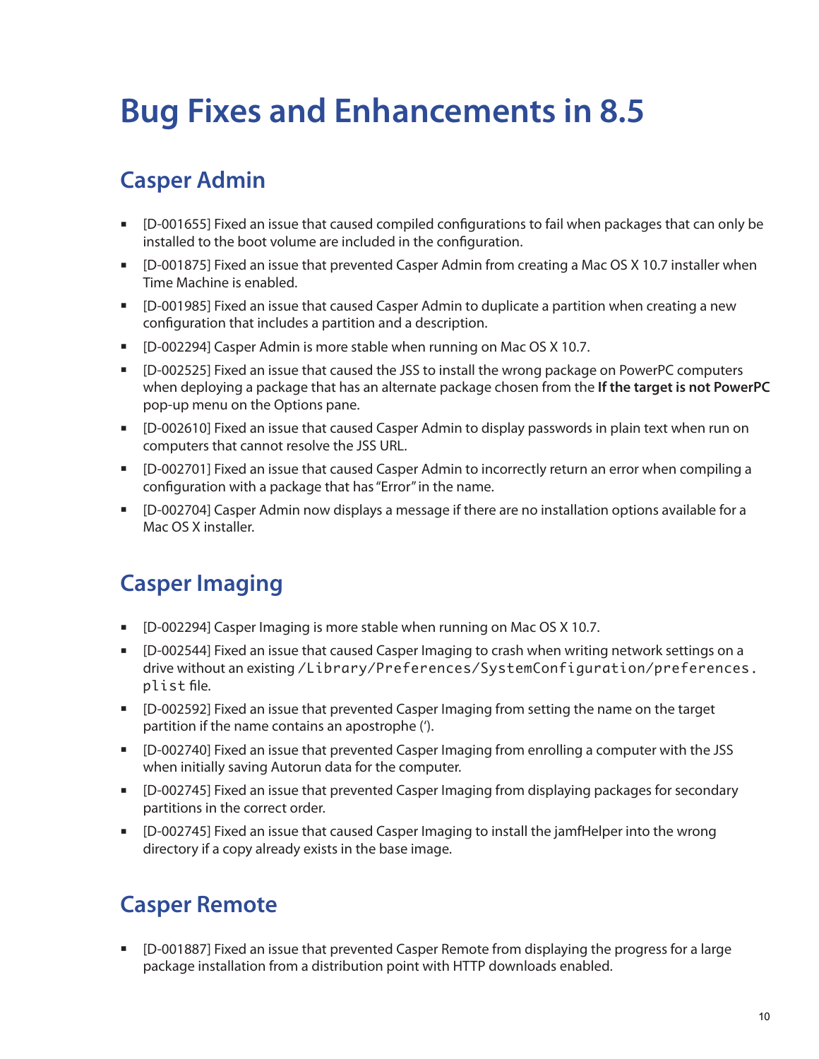# Bug Fixes and Enhancements in 8.5

## Casper Admin

- [D-001655] Fixed an issue that caused compiled configurations to fail when packages that can only be installed to the boot volume are included in the configuration.
- [D-001875] Fixed an issue that prevented Casper Admin from creating a Mac OS X 10.7 installer when Time Machine is enabled.
- [D-001985] Fixed an issue that caused Casper Admin to duplicate a partition when creating a new configuration that includes a partition and a description.
- [D-002294] Casper Admin is more stable when running on Mac OS X 10.7.
- [D-002525] Fixed an issue that caused the JSS to install the wrong package on PowerPC computers when deploying a package that has an alternate package chosen from the **If the target is not PowerPC** pop-up menu on the Options pane.
- [D-002610] Fixed an issue that caused Casper Admin to display passwords in plain text when run on computers that cannot resolve the JSS URL.
- [D-002701] Fixed an issue that caused Casper Admin to incorrectly return an error when compiling a configuration with a package that has "Error" in the name.
- [D-002704] Casper Admin now displays a message if there are no installation options available for a Mac OS X installer.

## Casper Imaging

- [D-002294] Casper Imaging is more stable when running on Mac OS X 10.7.
- [D-002544] Fixed an issue that caused Casper Imaging to crash when writing network settings on a drive without an existing `/Library/Preferences/SystemConfiguration/preferences.plist` file.
- [D-002592] Fixed an issue that prevented Casper Imaging from setting the name on the target partition if the name contains an apostrophe (').
- [D-002740] Fixed an issue that prevented Casper Imaging from enrolling a computer with the JSS when initially saving Autorun data for the computer.
- [D-002745] Fixed an issue that prevented Casper Imaging from displaying packages for secondary partitions in the correct order.
- [D-002745] Fixed an issue that caused Casper Imaging to install the jamfHelper into the wrong directory if a copy already exists in the base image.

## Casper Remote

- [D-001887] Fixed an issue that prevented Casper Remote from displaying the progress for a large package installation from a distribution point with HTTP downloads enabled.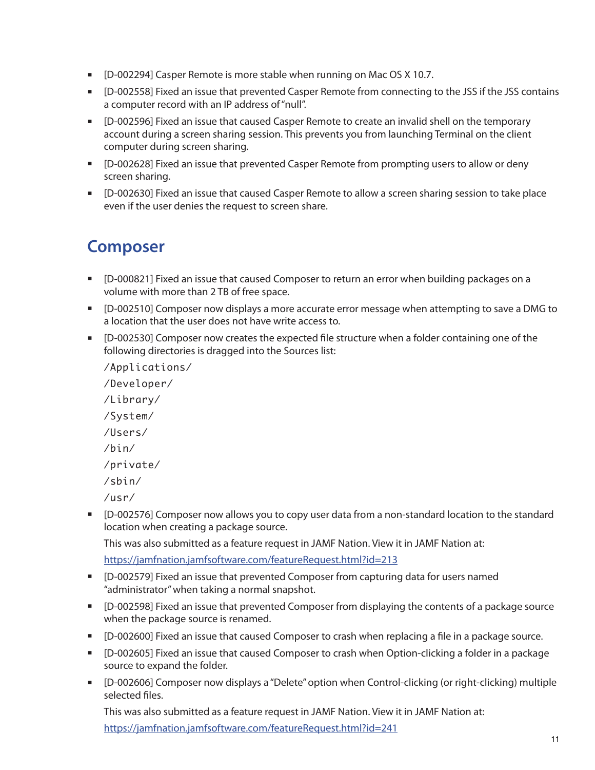- [D-002294] Casper Remote is more stable when running on Mac OS X 10.7.
- [D-002558] Fixed an issue that prevented Casper Remote from connecting to the JSS if the JSS contains a computer record with an IP address of "null".
- [D-002596] Fixed an issue that caused Casper Remote to create an invalid shell on the temporary account during a screen sharing session. This prevents you from launching Terminal on the client computer during screen sharing.
- [D-002628] Fixed an issue that prevented Casper Remote from prompting users to allow or deny screen sharing.
- [D-002630] Fixed an issue that caused Casper Remote to allow a screen sharing session to take place even if the user denies the request to screen share.

## Composer

- [D-000821] Fixed an issue that caused Composer to return an error when building packages on a volume with more than 2 TB of free space.
- [D-002510] Composer now displays a more accurate error message when attempting to save a DMG to a location that the user does not have write access to.
- [D-002530] Composer now creates the expected file structure when a folder containing one of the following directories is dragged into the Sources list:

  `/Applications/`

  `/Developer/`

  `/Library/`

  `/System/`

  `/Users/`

  `/bin/`

  `/private/`

  `/sbin/`

  `/usr/`
- [D-002576] Composer now allows you to copy user data from a non-standard location to the standard location when creating a package source.

  This was also submitted as a feature request in JAMF Nation. View it in JAMF Nation at:

  https://jamfnation.jamfsoftware.com/featureRequest.html?id=213
- [D-002579] Fixed an issue that prevented Composer from capturing data for users named "administrator" when taking a normal snapshot.
- [D-002598] Fixed an issue that prevented Composer from displaying the contents of a package source when the package source is renamed.
- [D-002600] Fixed an issue that caused Composer to crash when replacing a file in a package source.
- [D-002605] Fixed an issue that caused Composer to crash when Option-clicking a folder in a package source to expand the folder.
- [D-002606] Composer now displays a "Delete" option when Control-clicking (or right-clicking) multiple selected files.

  This was also submitted as a feature request in JAMF Nation. View it in JAMF Nation at:

  https://jamfnation.jamfsoftware.com/featureRequest.html?id=241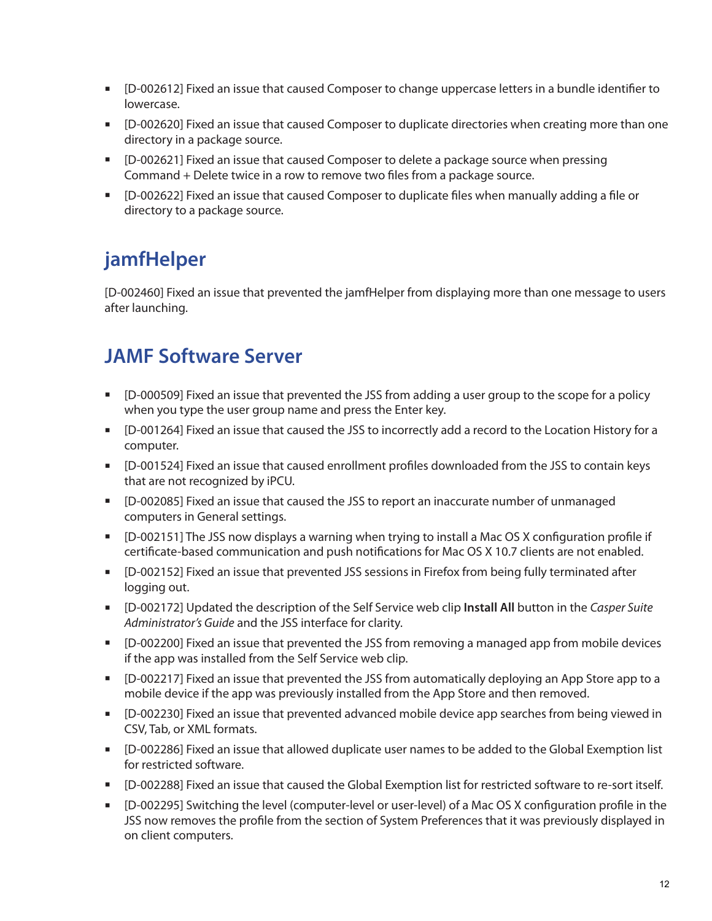- [D-002612] Fixed an issue that caused Composer to change uppercase letters in a bundle identifier to lowercase.
- [D-002620] Fixed an issue that caused Composer to duplicate directories when creating more than one directory in a package source.
- [D-002621] Fixed an issue that caused Composer to delete a package source when pressing Command + Delete twice in a row to remove two files from a package source.
- [D-002622] Fixed an issue that caused Composer to duplicate files when manually adding a file or directory to a package source.

## jamfHelper

[D-002460] Fixed an issue that prevented the jamfHelper from displaying more than one message to users after launching.

## JAMF Software Server

- [D-000509] Fixed an issue that prevented the JSS from adding a user group to the scope for a policy when you type the user group name and press the Enter key.
- [D-001264] Fixed an issue that caused the JSS to incorrectly add a record to the Location History for a computer.
- [D-001524] Fixed an issue that caused enrollment profiles downloaded from the JSS to contain keys that are not recognized by iPCU.
- [D-002085] Fixed an issue that caused the JSS to report an inaccurate number of unmanaged computers in General settings.
- [D-002151] The JSS now displays a warning when trying to install a Mac OS X configuration profile if certificate-based communication and push notifications for Mac OS X 10.7 clients are not enabled.
- [D-002152] Fixed an issue that prevented JSS sessions in Firefox from being fully terminated after logging out.
- [D-002172] Updated the description of the Self Service web clip **Install All** button in the *Casper Suite Administrator's Guide* and the JSS interface for clarity.
- [D-002200] Fixed an issue that prevented the JSS from removing a managed app from mobile devices if the app was installed from the Self Service web clip.
- [D-002217] Fixed an issue that prevented the JSS from automatically deploying an App Store app to a mobile device if the app was previously installed from the App Store and then removed.
- [D-002230] Fixed an issue that prevented advanced mobile device app searches from being viewed in CSV, Tab, or XML formats.
- [D-002286] Fixed an issue that allowed duplicate user names to be added to the Global Exemption list for restricted software.
- [D-002288] Fixed an issue that caused the Global Exemption list for restricted software to re-sort itself.
- [D-002295] Switching the level (computer-level or user-level) of a Mac OS X configuration profile in the JSS now removes the profile from the section of System Preferences that it was previously displayed in on client computers.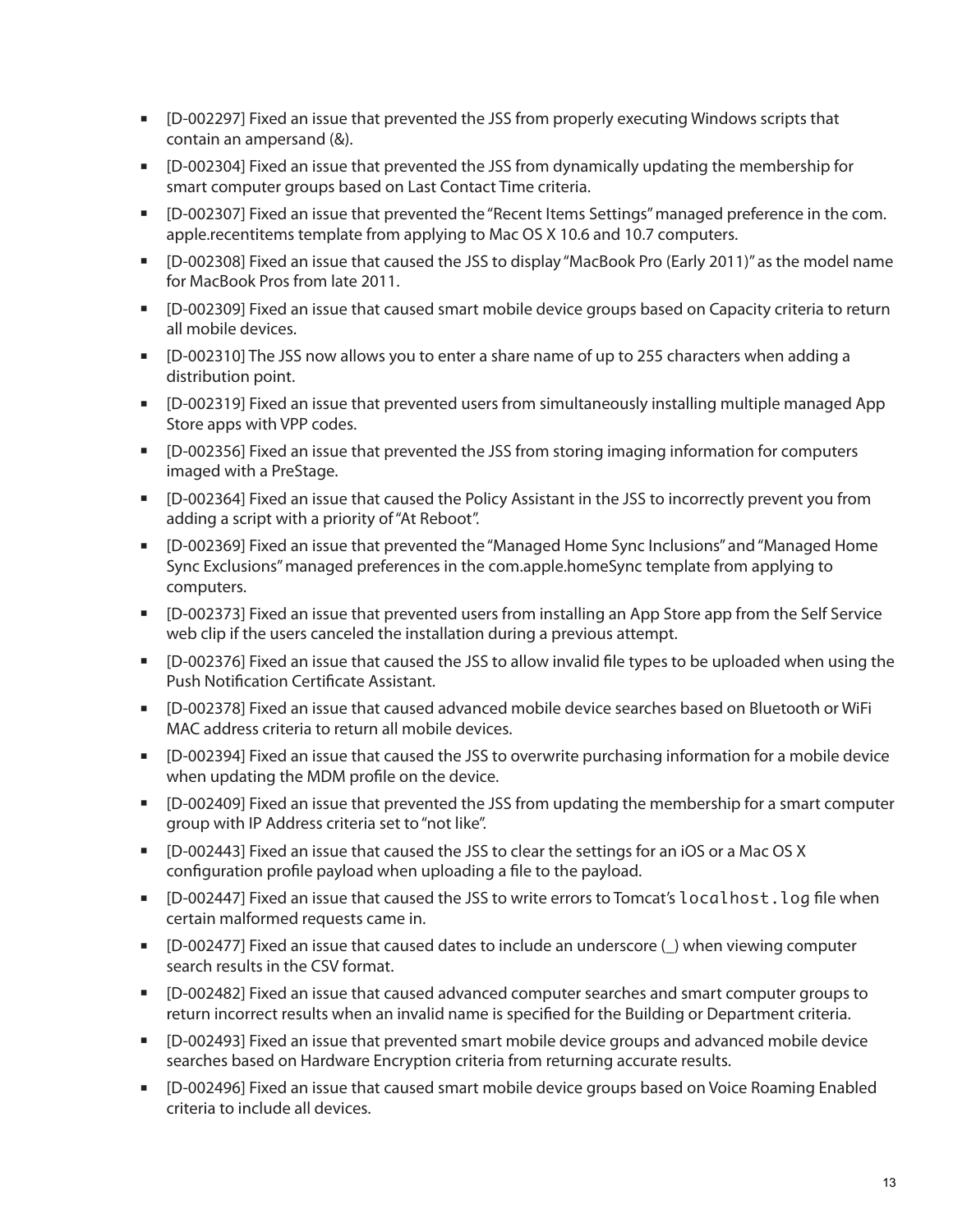- [D-002297] Fixed an issue that prevented the JSS from properly executing Windows scripts that contain an ampersand (&).
- [D-002304] Fixed an issue that prevented the JSS from dynamically updating the membership for smart computer groups based on Last Contact Time criteria.
- [D-002307] Fixed an issue that prevented the "Recent Items Settings" managed preference in the com.apple.recentitems template from applying to Mac OS X 10.6 and 10.7 computers.
- [D-002308] Fixed an issue that caused the JSS to display "MacBook Pro (Early 2011)" as the model name for MacBook Pros from late 2011.
- [D-002309] Fixed an issue that caused smart mobile device groups based on Capacity criteria to return all mobile devices.
- [D-002310] The JSS now allows you to enter a share name of up to 255 characters when adding a distribution point.
- [D-002319] Fixed an issue that prevented users from simultaneously installing multiple managed App Store apps with VPP codes.
- [D-002356] Fixed an issue that prevented the JSS from storing imaging information for computers imaged with a PreStage.
- [D-002364] Fixed an issue that caused the Policy Assistant in the JSS to incorrectly prevent you from adding a script with a priority of "At Reboot".
- [D-002369] Fixed an issue that prevented the "Managed Home Sync Inclusions" and "Managed Home Sync Exclusions" managed preferences in the com.apple.homeSync template from applying to computers.
- [D-002373] Fixed an issue that prevented users from installing an App Store app from the Self Service web clip if the users canceled the installation during a previous attempt.
- [D-002376] Fixed an issue that caused the JSS to allow invalid file types to be uploaded when using the Push Notification Certificate Assistant.
- [D-002378] Fixed an issue that caused advanced mobile device searches based on Bluetooth or WiFi MAC address criteria to return all mobile devices.
- [D-002394] Fixed an issue that caused the JSS to overwrite purchasing information for a mobile device when updating the MDM profile on the device.
- [D-002409] Fixed an issue that prevented the JSS from updating the membership for a smart computer group with IP Address criteria set to "not like".
- [D-002443] Fixed an issue that caused the JSS to clear the settings for an iOS or a Mac OS X configuration profile payload when uploading a file to the payload.
- [D-002447] Fixed an issue that caused the JSS to write errors to Tomcat's `localhost.log` file when certain malformed requests came in.
- [D-002477] Fixed an issue that caused dates to include an underscore (_) when viewing computer search results in the CSV format.
- [D-002482] Fixed an issue that caused advanced computer searches and smart computer groups to return incorrect results when an invalid name is specified for the Building or Department criteria.
- [D-002493] Fixed an issue that prevented smart mobile device groups and advanced mobile device searches based on Hardware Encryption criteria from returning accurate results.
- [D-002496] Fixed an issue that caused smart mobile device groups based on Voice Roaming Enabled criteria to include all devices.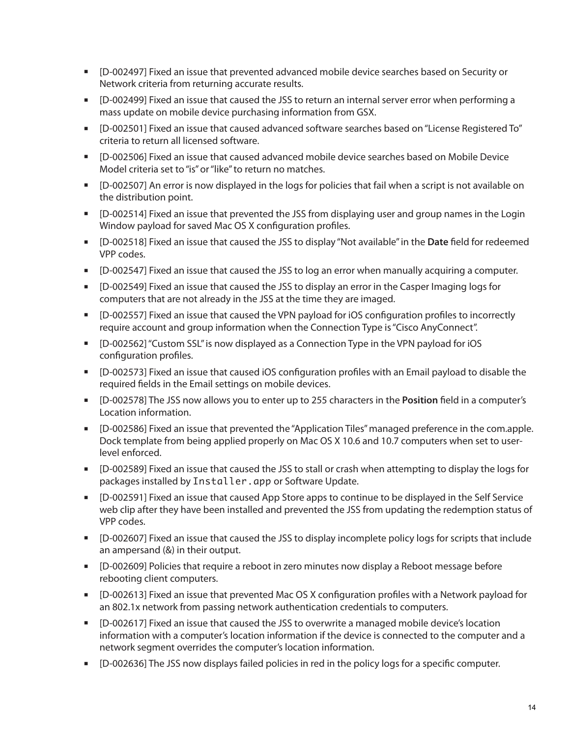- [D-002497] Fixed an issue that prevented advanced mobile device searches based on Security or Network criteria from returning accurate results.
- [D-002499] Fixed an issue that caused the JSS to return an internal server error when performing a mass update on mobile device purchasing information from GSX.
- [D-002501] Fixed an issue that caused advanced software searches based on "License Registered To" criteria to return all licensed software.
- [D-002506] Fixed an issue that caused advanced mobile device searches based on Mobile Device Model criteria set to "is" or "like" to return no matches.
- [D-002507] An error is now displayed in the logs for policies that fail when a script is not available on the distribution point.
- [D-002514] Fixed an issue that prevented the JSS from displaying user and group names in the Login Window payload for saved Mac OS X configuration profiles.
- [D-002518] Fixed an issue that caused the JSS to display "Not available" in the **Date** field for redeemed VPP codes.
- [D-002547] Fixed an issue that caused the JSS to log an error when manually acquiring a computer.
- [D-002549] Fixed an issue that caused the JSS to display an error in the Casper Imaging logs for computers that are not already in the JSS at the time they are imaged.
- [D-002557] Fixed an issue that caused the VPN payload for iOS configuration profiles to incorrectly require account and group information when the Connection Type is "Cisco AnyConnect".
- [D-002562] "Custom SSL" is now displayed as a Connection Type in the VPN payload for iOS configuration profiles.
- [D-002573] Fixed an issue that caused iOS configuration profiles with an Email payload to disable the required fields in the Email settings on mobile devices.
- [D-002578] The JSS now allows you to enter up to 255 characters in the **Position** field in a computer's Location information.
- [D-002586] Fixed an issue that prevented the "Application Tiles" managed preference in the com.apple.Dock template from being applied properly on Mac OS X 10.6 and 10.7 computers when set to user-level enforced.
- [D-002589] Fixed an issue that caused the JSS to stall or crash when attempting to display the logs for packages installed by `Installer.app` or Software Update.
- [D-002591] Fixed an issue that caused App Store apps to continue to be displayed in the Self Service web clip after they have been installed and prevented the JSS from updating the redemption status of VPP codes.
- [D-002607] Fixed an issue that caused the JSS to display incomplete policy logs for scripts that include an ampersand (&) in their output.
- [D-002609] Policies that require a reboot in zero minutes now display a Reboot message before rebooting client computers.
- [D-002613] Fixed an issue that prevented Mac OS X configuration profiles with a Network payload for an 802.1x network from passing network authentication credentials to computers.
- [D-002617] Fixed an issue that caused the JSS to overwrite a managed mobile device's location information with a computer's location information if the device is connected to the computer and a network segment overrides the computer's location information.
- [D-002636] The JSS now displays failed policies in red in the policy logs for a specific computer.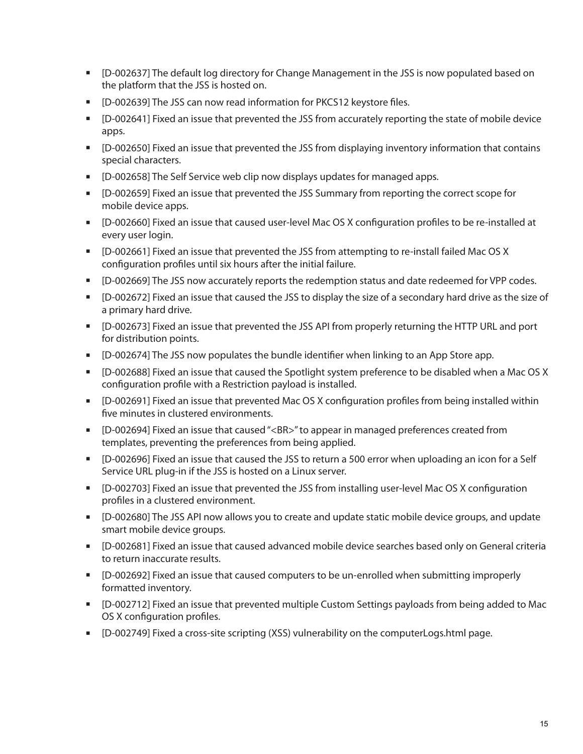- [D-002637] The default log directory for Change Management in the JSS is now populated based on the platform that the JSS is hosted on.
- [D-002639] The JSS can now read information for PKCS12 keystore files.
- [D-002641] Fixed an issue that prevented the JSS from accurately reporting the state of mobile device apps.
- [D-002650] Fixed an issue that prevented the JSS from displaying inventory information that contains special characters.
- [D-002658] The Self Service web clip now displays updates for managed apps.
- [D-002659] Fixed an issue that prevented the JSS Summary from reporting the correct scope for mobile device apps.
- [D-002660] Fixed an issue that caused user-level Mac OS X configuration profiles to be re-installed at every user login.
- [D-002661] Fixed an issue that prevented the JSS from attempting to re-install failed Mac OS X configuration profiles until six hours after the initial failure.
- [D-002669] The JSS now accurately reports the redemption status and date redeemed for VPP codes.
- [D-002672] Fixed an issue that caused the JSS to display the size of a secondary hard drive as the size of a primary hard drive.
- [D-002673] Fixed an issue that prevented the JSS API from properly returning the HTTP URL and port for distribution points.
- [D-002674] The JSS now populates the bundle identifier when linking to an App Store app.
- [D-002688] Fixed an issue that caused the Spotlight system preference to be disabled when a Mac OS X configuration profile with a Restriction payload is installed.
- [D-002691] Fixed an issue that prevented Mac OS X configuration profiles from being installed within five minutes in clustered environments.
- [D-002694] Fixed an issue that caused "<BR>" to appear in managed preferences created from templates, preventing the preferences from being applied.
- [D-002696] Fixed an issue that caused the JSS to return a 500 error when uploading an icon for a Self Service URL plug-in if the JSS is hosted on a Linux server.
- [D-002703] Fixed an issue that prevented the JSS from installing user-level Mac OS X configuration profiles in a clustered environment.
- [D-002680] The JSS API now allows you to create and update static mobile device groups, and update smart mobile device groups.
- [D-002681] Fixed an issue that caused advanced mobile device searches based only on General criteria to return inaccurate results.
- [D-002692] Fixed an issue that caused computers to be un-enrolled when submitting improperly formatted inventory.
- [D-002712] Fixed an issue that prevented multiple Custom Settings payloads from being added to Mac OS X configuration profiles.
- [D-002749] Fixed a cross-site scripting (XSS) vulnerability on the computerLogs.html page.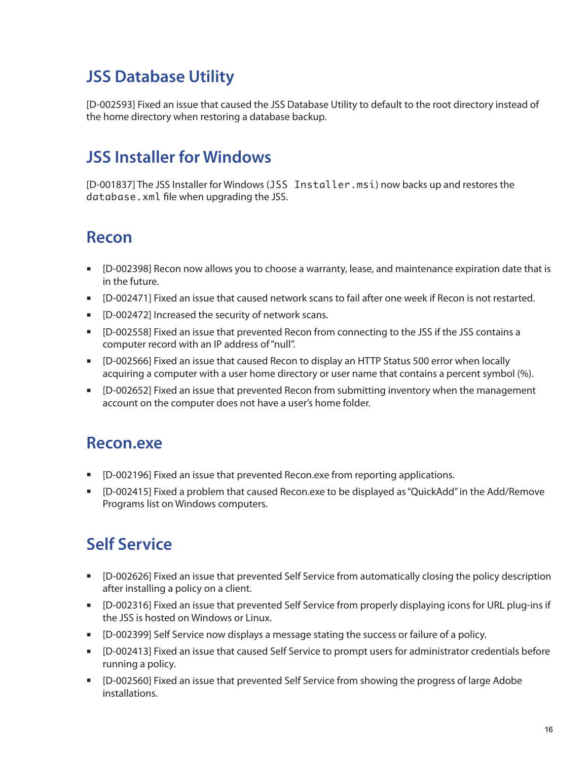## JSS Database Utility

[D-002593] Fixed an issue that caused the JSS Database Utility to default to the root directory instead of the home directory when restoring a database backup.

## JSS Installer for Windows

[D-001837] The JSS Installer for Windows (`JSS Installer.msi`) now backs up and restores the `database.xml` file when upgrading the JSS.

## Recon

- [D-002398] Recon now allows you to choose a warranty, lease, and maintenance expiration date that is in the future.
- [D-002471] Fixed an issue that caused network scans to fail after one week if Recon is not restarted.
- [D-002472] Increased the security of network scans.
- [D-002558] Fixed an issue that prevented Recon from connecting to the JSS if the JSS contains a computer record with an IP address of "null".
- [D-002566] Fixed an issue that caused Recon to display an HTTP Status 500 error when locally acquiring a computer with a user home directory or user name that contains a percent symbol (%).
- [D-002652] Fixed an issue that prevented Recon from submitting inventory when the management account on the computer does not have a user's home folder.

## Recon.exe

- [D-002196] Fixed an issue that prevented Recon.exe from reporting applications.
- [D-002415] Fixed a problem that caused Recon.exe to be displayed as "QuickAdd" in the Add/Remove Programs list on Windows computers.

## Self Service

- [D-002626] Fixed an issue that prevented Self Service from automatically closing the policy description after installing a policy on a client.
- [D-002316] Fixed an issue that prevented Self Service from properly displaying icons for URL plug-ins if the JSS is hosted on Windows or Linux.
- [D-002399] Self Service now displays a message stating the success or failure of a policy.
- [D-002413] Fixed an issue that caused Self Service to prompt users for administrator credentials before running a policy.
- [D-002560] Fixed an issue that prevented Self Service from showing the progress of large Adobe installations.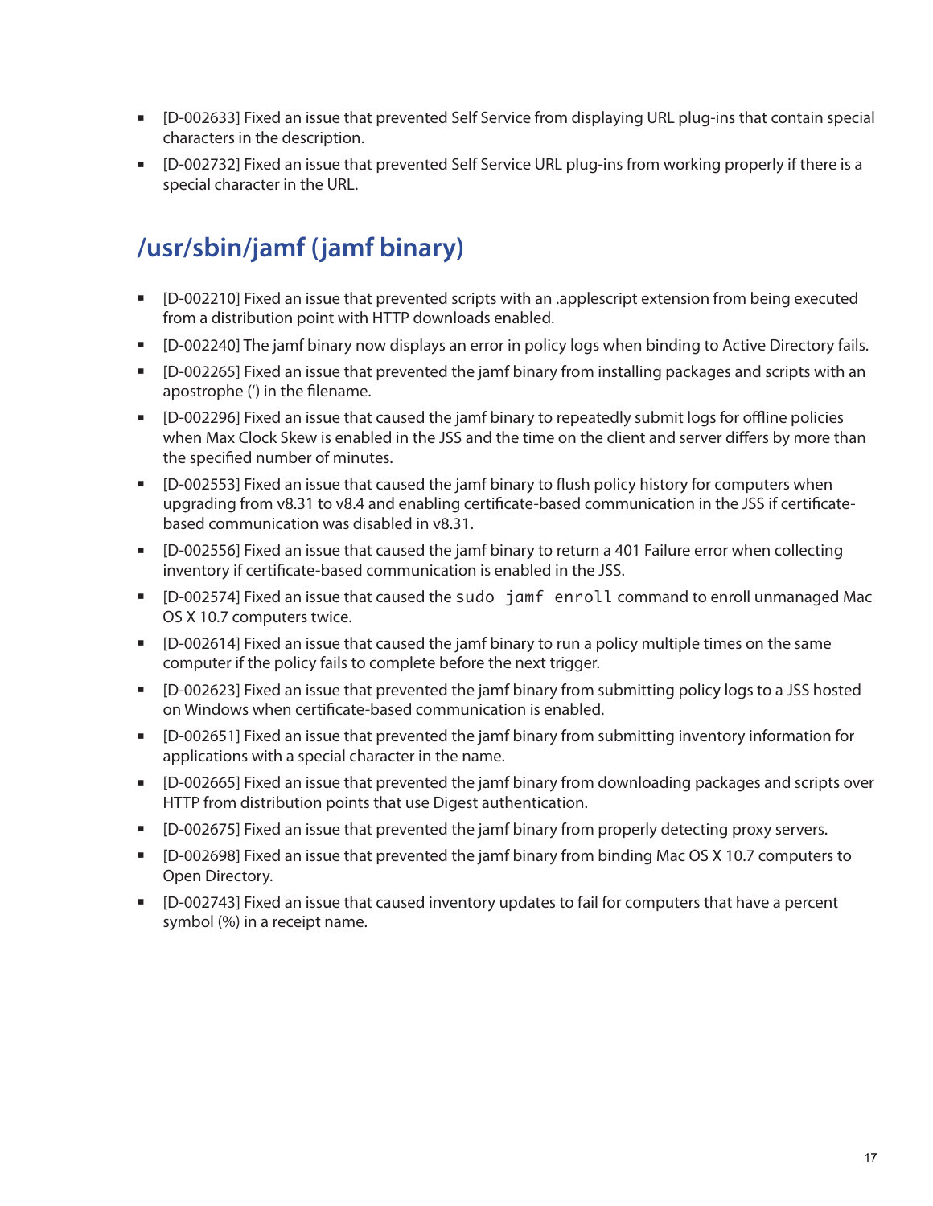- [D-002633] Fixed an issue that prevented Self Service from displaying URL plug-ins that contain special characters in the description.
- [D-002732] Fixed an issue that prevented Self Service URL plug-ins from working properly if there is a special character in the URL.

## /usr/sbin/jamf (jamf binary)

- [D-002210] Fixed an issue that prevented scripts with an .applescript extension from being executed from a distribution point with HTTP downloads enabled.
- [D-002240] The jamf binary now displays an error in policy logs when binding to Active Directory fails.
- [D-002265] Fixed an issue that prevented the jamf binary from installing packages and scripts with an apostrophe (') in the filename.
- [D-002296] Fixed an issue that caused the jamf binary to repeatedly submit logs for offline policies when Max Clock Skew is enabled in the JSS and the time on the client and server differs by more than the specified number of minutes.
- [D-002553] Fixed an issue that caused the jamf binary to flush policy history for computers when upgrading from v8.31 to v8.4 and enabling certificate-based communication in the JSS if certificate-based communication was disabled in v8.31.
- [D-002556] Fixed an issue that caused the jamf binary to return a 401 Failure error when collecting inventory if certificate-based communication is enabled in the JSS.
- [D-002574] Fixed an issue that caused the `sudo jamf enroll` command to enroll unmanaged Mac OS X 10.7 computers twice.
- [D-002614] Fixed an issue that caused the jamf binary to run a policy multiple times on the same computer if the policy fails to complete before the next trigger.
- [D-002623] Fixed an issue that prevented the jamf binary from submitting policy logs to a JSS hosted on Windows when certificate-based communication is enabled.
- [D-002651] Fixed an issue that prevented the jamf binary from submitting inventory information for applications with a special character in the name.
- [D-002665] Fixed an issue that prevented the jamf binary from downloading packages and scripts over HTTP from distribution points that use Digest authentication.
- [D-002675] Fixed an issue that prevented the jamf binary from properly detecting proxy servers.
- [D-002698] Fixed an issue that prevented the jamf binary from binding Mac OS X 10.7 computers to Open Directory.
- [D-002743] Fixed an issue that caused inventory updates to fail for computers that have a percent symbol (%) in a receipt name.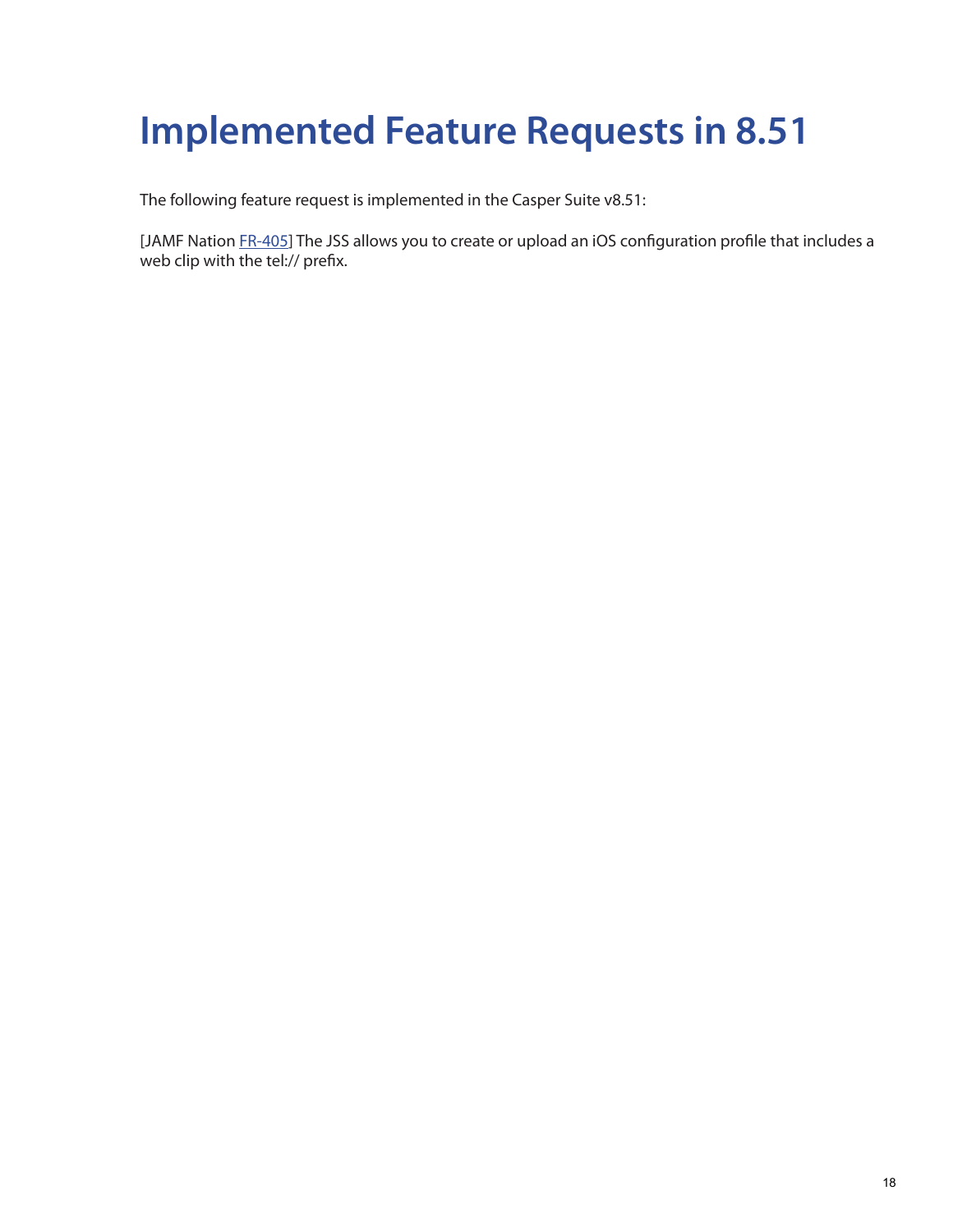# Implemented Feature Requests in 8.51

The following feature request is implemented in the Casper Suite v8.51:

[JAMF Nation FR-405] The JSS allows you to create or upload an iOS configuration profile that includes a web clip with the tel:// prefix.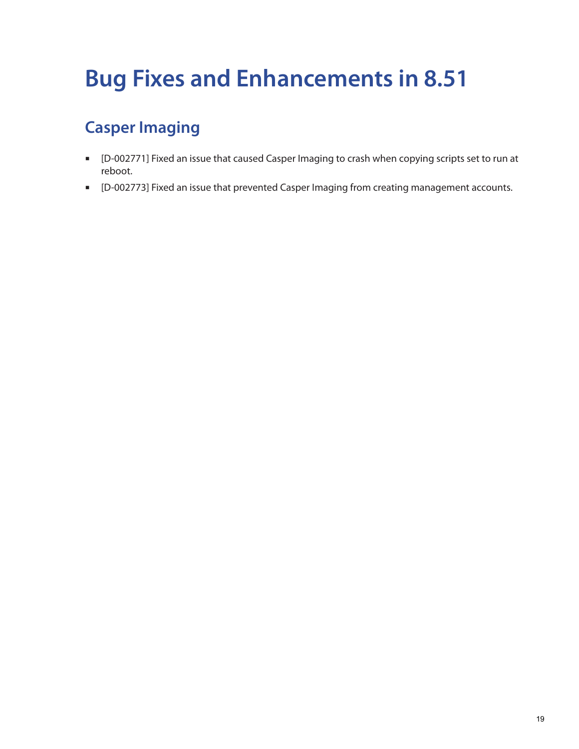# Bug Fixes and Enhancements in 8.51

## Casper Imaging

- [D-002771] Fixed an issue that caused Casper Imaging to crash when copying scripts set to run at reboot.
- [D-002773] Fixed an issue that prevented Casper Imaging from creating management accounts.